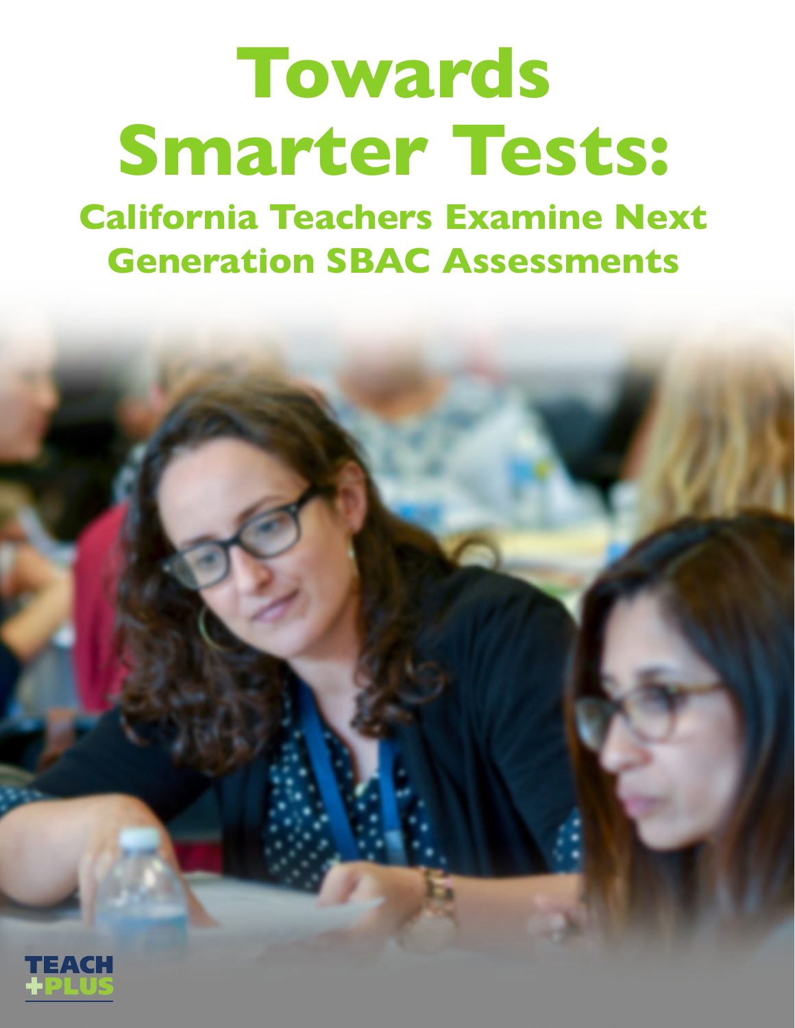# Towards Smarter Tests:

## California Teachers Examine Next Generation SBAC Assessments

TEACH +PLUS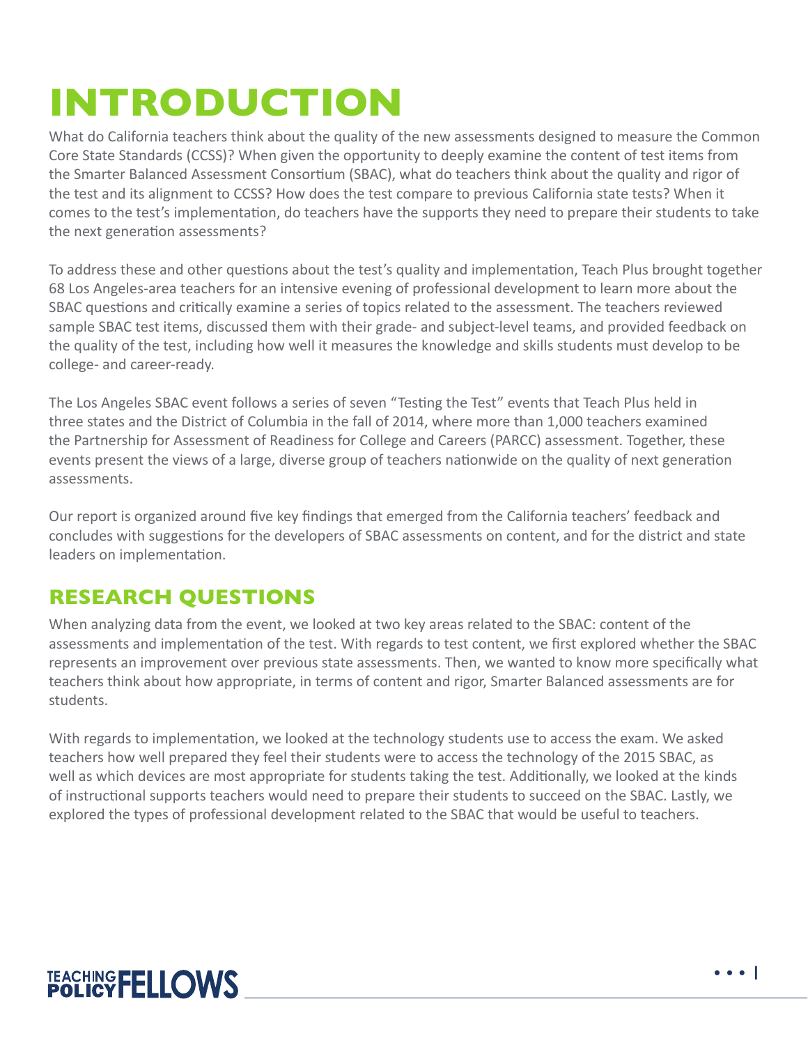# INTRODUCTION

What do California teachers think about the quality of the new assessments designed to measure the Common Core State Standards (CCSS)? When given the opportunity to deeply examine the content of test items from the Smarter Balanced Assessment Consortium (SBAC), what do teachers think about the quality and rigor of the test and its alignment to CCSS? How does the test compare to previous California state tests? When it comes to the test's implementation, do teachers have the supports they need to prepare their students to take the next generation assessments?

To address these and other questions about the test's quality and implementation, Teach Plus brought together 68 Los Angeles-area teachers for an intensive evening of professional development to learn more about the SBAC questions and critically examine a series of topics related to the assessment. The teachers reviewed sample SBAC test items, discussed them with their grade- and subject-level teams, and provided feedback on the quality of the test, including how well it measures the knowledge and skills students must develop to be college- and career-ready.

The Los Angeles SBAC event follows a series of seven "Testing the Test" events that Teach Plus held in three states and the District of Columbia in the fall of 2014, where more than 1,000 teachers examined the Partnership for Assessment of Readiness for College and Careers (PARCC) assessment. Together, these events present the views of a large, diverse group of teachers nationwide on the quality of next generation assessments.

Our report is organized around five key findings that emerged from the California teachers' feedback and concludes with suggestions for the developers of SBAC assessments on content, and for the district and state leaders on implementation.

## RESEARCH QUESTIONS

When analyzing data from the event, we looked at two key areas related to the SBAC: content of the assessments and implementation of the test. With regards to test content, we first explored whether the SBAC represents an improvement over previous state assessments. Then, we wanted to know more specifically what teachers think about how appropriate, in terms of content and rigor, Smarter Balanced assessments are for students.

With regards to implementation, we looked at the technology students use to access the exam. We asked teachers how well prepared they feel their students were to access the technology of the 2015 SBAC, as well as which devices are most appropriate for students taking the test. Additionally, we looked at the kinds of instructional supports teachers would need to prepare their students to succeed on the SBAC. Lastly, we explored the types of professional development related to the SBAC that would be useful to teachers.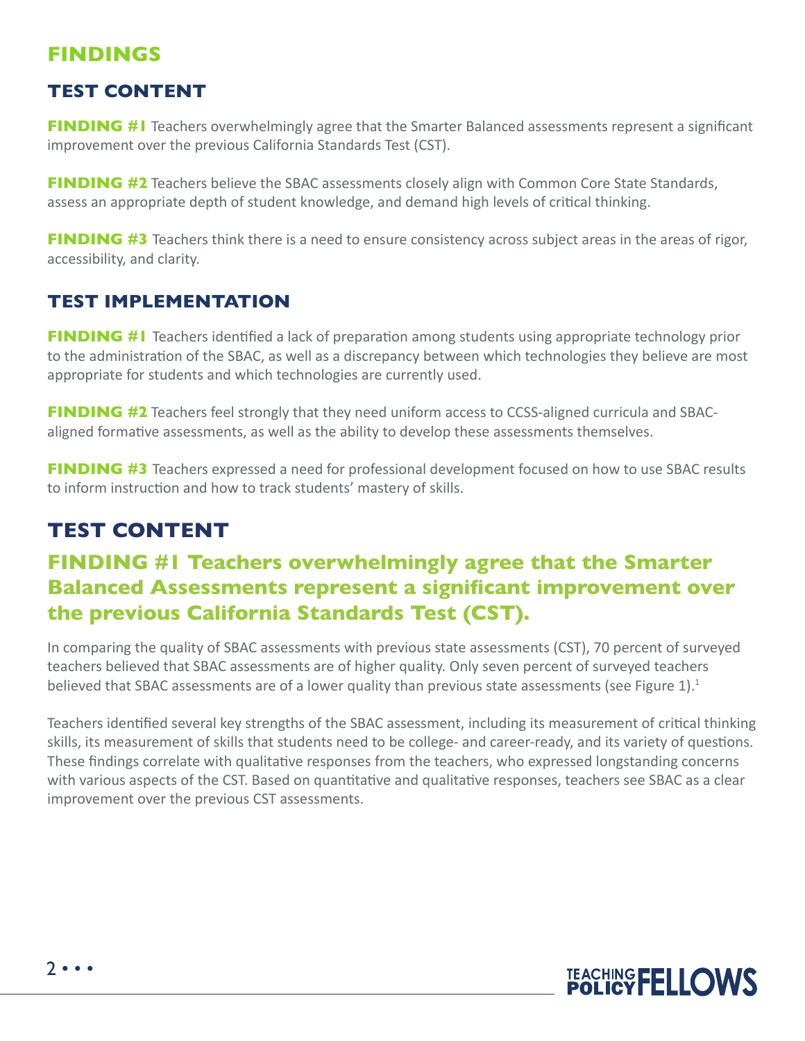# FINDINGS

## TEST CONTENT

**FINDING #1** Teachers overwhelmingly agree that the Smarter Balanced assessments represent a significant improvement over the previous California Standards Test (CST).

**FINDING #2** Teachers believe the SBAC assessments closely align with Common Core State Standards, assess an appropriate depth of student knowledge, and demand high levels of critical thinking.

**FINDING #3** Teachers think there is a need to ensure consistency across subject areas in the areas of rigor, accessibility, and clarity.

## TEST IMPLEMENTATION

**FINDING #1** Teachers identified a lack of preparation among students using appropriate technology prior to the administration of the SBAC, as well as a discrepancy between which technologies they believe are most appropriate for students and which technologies are currently used.

**FINDING #2** Teachers feel strongly that they need uniform access to CCSS-aligned curricula and SBAC-aligned formative assessments, as well as the ability to develop these assessments themselves.

**FINDING #3** Teachers expressed a need for professional development focused on how to use SBAC results to inform instruction and how to track students' mastery of skills.

## TEST CONTENT

### FINDING #1 Teachers overwhelmingly agree that the Smarter Balanced Assessments represent a significant improvement over the previous California Standards Test (CST).

In comparing the quality of SBAC assessments with previous state assessments (CST), 70 percent of surveyed teachers believed that SBAC assessments are of higher quality. Only seven percent of surveyed teachers believed that SBAC assessments are of a lower quality than previous state assessments (see Figure 1).[1]

Teachers identified several key strengths of the SBAC assessment, including its measurement of critical thinking skills, its measurement of skills that students need to be college- and career-ready, and its variety of questions. These findings correlate with qualitative responses from the teachers, who expressed longstanding concerns with various aspects of the CST. Based on quantitative and qualitative responses, teachers see SBAC as a clear improvement over the previous CST assessments.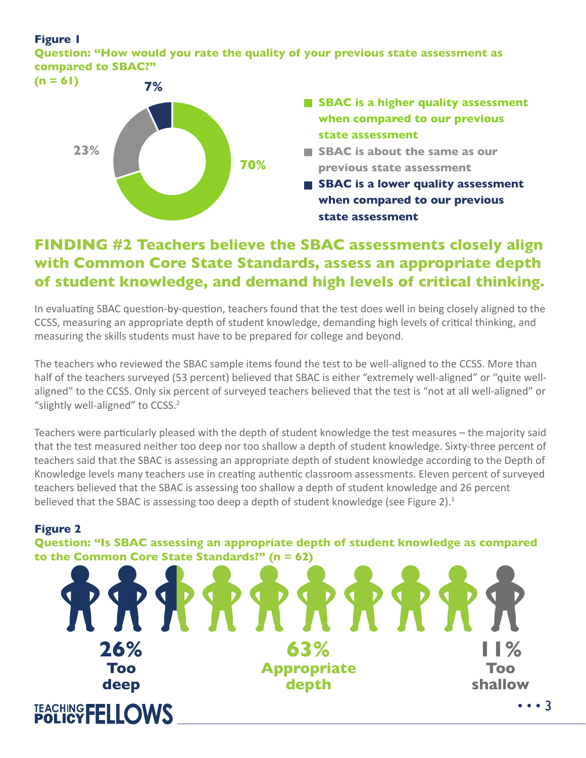**Figure 1**

**Question: "How would you rate the quality of your previous state assessment as compared to SBAC?"**

**(n = 61)**

- **70%** — SBAC is a higher quality assessment when compared to our previous state assessment
- **23%** — SBAC is about the same as our previous state assessment
- **7%** — SBAC is a lower quality assessment when compared to our previous state assessment

## FINDING #2 Teachers believe the SBAC assessments closely align with Common Core State Standards, assess an appropriate depth of student knowledge, and demand high levels of critical thinking.

In evaluating SBAC question-by-question, teachers found that the test does well in being closely aligned to the CCSS, measuring an appropriate depth of student knowledge, demanding high levels of critical thinking, and measuring the skills students must have to be prepared for college and beyond.

The teachers who reviewed the SBAC sample items found the test to be well-aligned to the CCSS. More than half of the teachers surveyed (53 percent) believed that SBAC is either "extremely well-aligned" or "quite well-aligned" to the CCSS. Only six percent of surveyed teachers believed that the test is "not at all well-aligned" or "slightly well-aligned" to CCSS.[2]

Teachers were particularly pleased with the depth of student knowledge the test measures – the majority said that the test measured neither too deep nor too shallow a depth of student knowledge. Sixty-three percent of teachers said that the SBAC is assessing an appropriate depth of student knowledge according to the Depth of Knowledge levels many teachers use in creating authentic classroom assessments. Eleven percent of surveyed teachers believed that the SBAC is assessing too shallow a depth of student knowledge and 26 percent believed that the SBAC is assessing too deep a depth of student knowledge (see Figure 2).[3]

**Figure 2**

**Question: "Is SBAC assessing an appropriate depth of student knowledge as compared to the Common Core State Standards?" (n = 62)**

- **26%** Too deep
- **63%** Appropriate depth
- **11%** Too shallow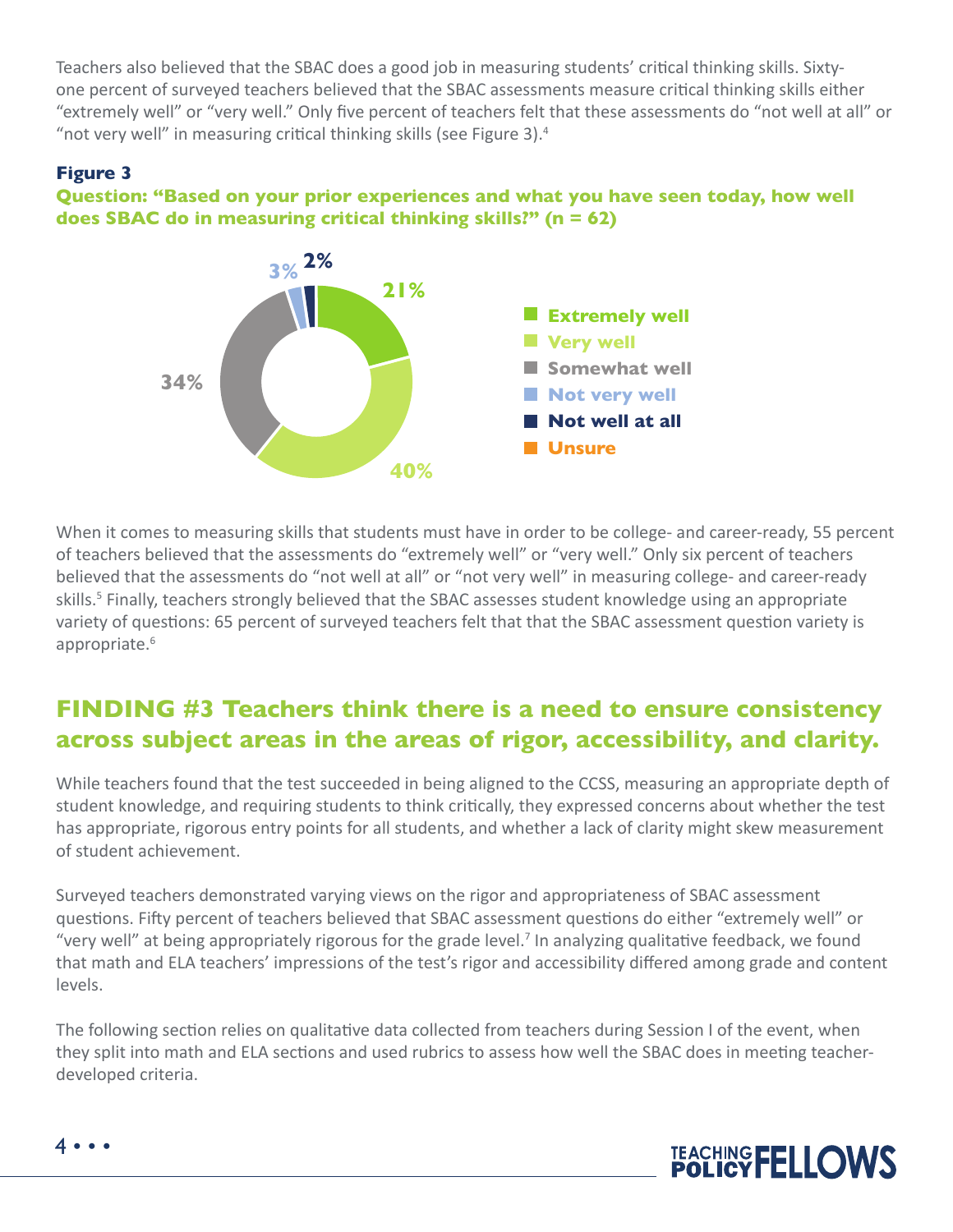Teachers also believed that the SBAC does a good job in measuring students' critical thinking skills. Sixty-one percent of surveyed teachers believed that the SBAC assessments measure critical thinking skills either "extremely well" or "very well." Only five percent of teachers felt that these assessments do "not well at all" or "not very well" in measuring critical thinking skills (see Figure 3).[4]

**Figure 3**

**Question: "Based on your prior experiences and what you have seen today, how well does SBAC do in measuring critical thinking skills?" (n = 62)**

| Response | Percent |
|---|---|
| Extremely well | 21% |
| Very well | 40% |
| Somewhat well | 34% |
| Not very well | 3% |
| Not well at all | 2% |
| Unsure | |

When it comes to measuring skills that students must have in order to be college- and career-ready, 55 percent of teachers believed that the assessments do "extremely well" or "very well." Only six percent of teachers believed that the assessments do "not well at all" or "not very well" in measuring college- and career-ready skills.[5] Finally, teachers strongly believed that the SBAC assesses student knowledge using an appropriate variety of questions: 65 percent of surveyed teachers felt that that the SBAC assessment question variety is appropriate.[6]

## FINDING #3 Teachers think there is a need to ensure consistency across subject areas in the areas of rigor, accessibility, and clarity.

While teachers found that the test succeeded in being aligned to the CCSS, measuring an appropriate depth of student knowledge, and requiring students to think critically, they expressed concerns about whether the test has appropriate, rigorous entry points for all students, and whether a lack of clarity might skew measurement of student achievement.

Surveyed teachers demonstrated varying views on the rigor and appropriateness of SBAC assessment questions. Fifty percent of teachers believed that SBAC assessment questions do either "extremely well" or "very well" at being appropriately rigorous for the grade level.[7] In analyzing qualitative feedback, we found that math and ELA teachers' impressions of the test's rigor and accessibility differed among grade and content levels.

The following section relies on qualitative data collected from teachers during Session I of the event, when they split into math and ELA sections and used rubrics to assess how well the SBAC does in meeting teacher-developed criteria.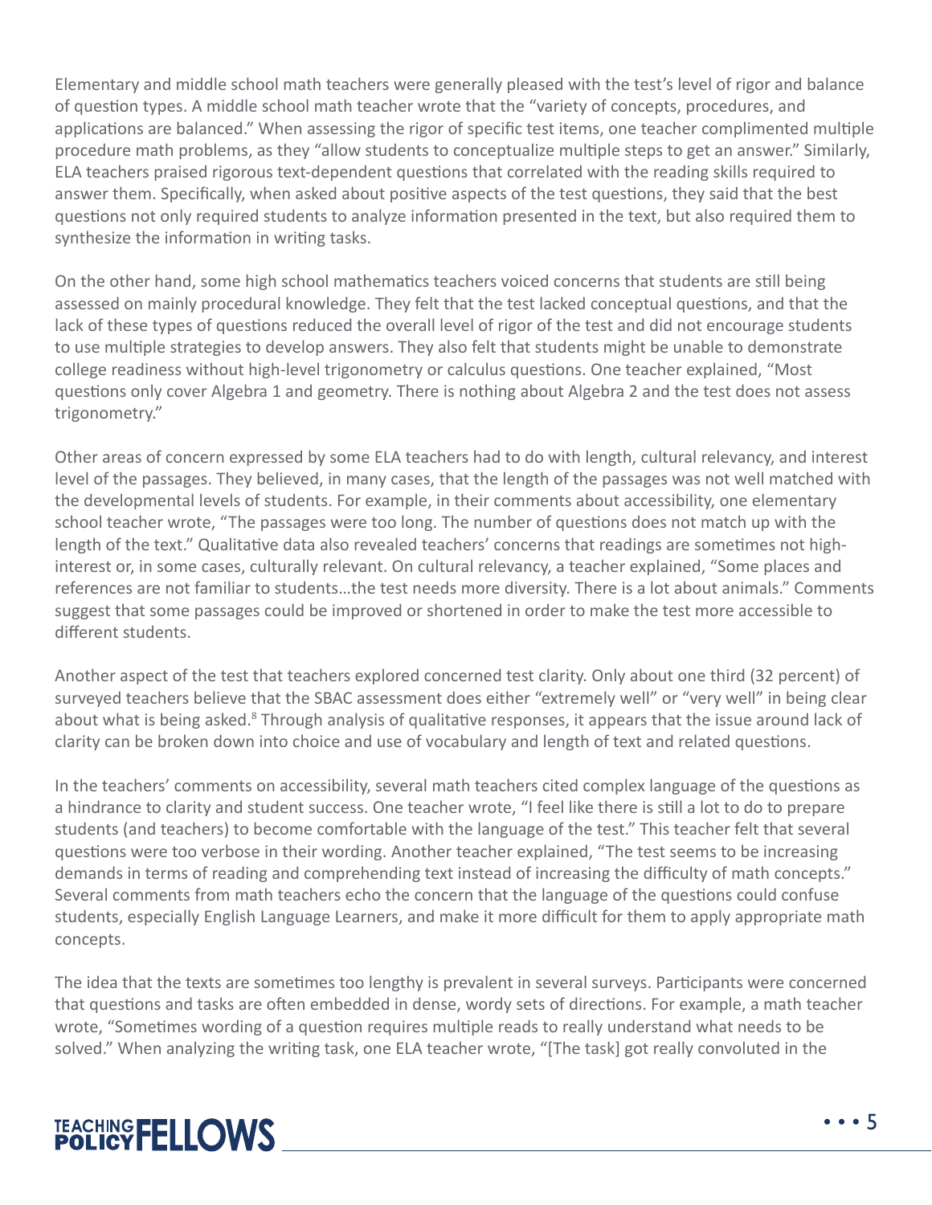Elementary and middle school math teachers were generally pleased with the test's level of rigor and balance of question types. A middle school math teacher wrote that the "variety of concepts, procedures, and applications are balanced." When assessing the rigor of specific test items, one teacher complimented multiple procedure math problems, as they "allow students to conceptualize multiple steps to get an answer." Similarly, ELA teachers praised rigorous text-dependent questions that correlated with the reading skills required to answer them. Specifically, when asked about positive aspects of the test questions, they said that the best questions not only required students to analyze information presented in the text, but also required them to synthesize the information in writing tasks.

On the other hand, some high school mathematics teachers voiced concerns that students are still being assessed on mainly procedural knowledge. They felt that the test lacked conceptual questions, and that the lack of these types of questions reduced the overall level of rigor of the test and did not encourage students to use multiple strategies to develop answers. They also felt that students might be unable to demonstrate college readiness without high-level trigonometry or calculus questions. One teacher explained, "Most questions only cover Algebra 1 and geometry. There is nothing about Algebra 2 and the test does not assess trigonometry."

Other areas of concern expressed by some ELA teachers had to do with length, cultural relevancy, and interest level of the passages. They believed, in many cases, that the length of the passages was not well matched with the developmental levels of students. For example, in their comments about accessibility, one elementary school teacher wrote, "The passages were too long. The number of questions does not match up with the length of the text." Qualitative data also revealed teachers' concerns that readings are sometimes not high-interest or, in some cases, culturally relevant. On cultural relevancy, a teacher explained, "Some places and references are not familiar to students…the test needs more diversity. There is a lot about animals." Comments suggest that some passages could be improved or shortened in order to make the test more accessible to different students.

Another aspect of the test that teachers explored concerned test clarity. Only about one third (32 percent) of surveyed teachers believe that the SBAC assessment does either "extremely well" or "very well" in being clear about what is being asked.[8] Through analysis of qualitative responses, it appears that the issue around lack of clarity can be broken down into choice and use of vocabulary and length of text and related questions.

In the teachers' comments on accessibility, several math teachers cited complex language of the questions as a hindrance to clarity and student success. One teacher wrote, "I feel like there is still a lot to do to prepare students (and teachers) to become comfortable with the language of the test." This teacher felt that several questions were too verbose in their wording. Another teacher explained, "The test seems to be increasing demands in terms of reading and comprehending text instead of increasing the difficulty of math concepts." Several comments from math teachers echo the concern that the language of the questions could confuse students, especially English Language Learners, and make it more difficult for them to apply appropriate math concepts.

The idea that the texts are sometimes too lengthy is prevalent in several surveys. Participants were concerned that questions and tasks are often embedded in dense, wordy sets of directions. For example, a math teacher wrote, "Sometimes wording of a question requires multiple reads to really understand what needs to be solved." When analyzing the writing task, one ELA teacher wrote, "[The task] got really convoluted in the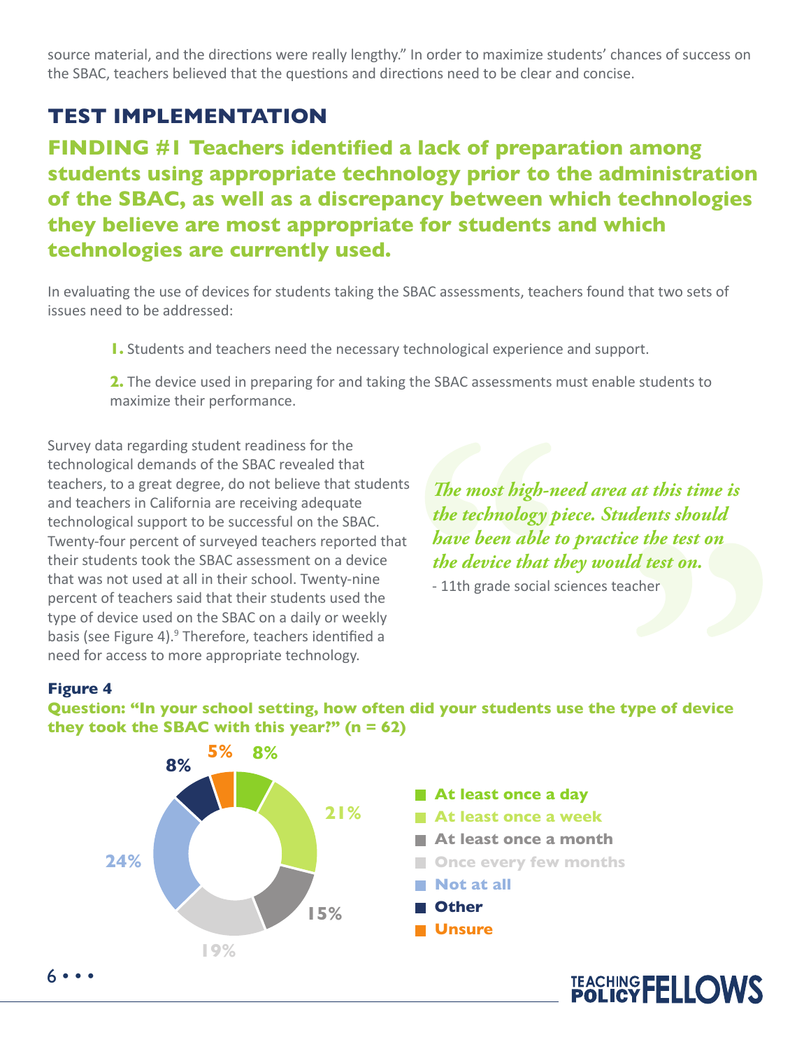source material, and the directions were really lengthy." In order to maximize students' chances of success on the SBAC, teachers believed that the questions and directions need to be clear and concise.

## TEST IMPLEMENTATION

### FINDING #1 Teachers identified a lack of preparation among students using appropriate technology prior to the administration of the SBAC, as well as a discrepancy between which technologies they believe are most appropriate for students and which technologies are currently used.

In evaluating the use of devices for students taking the SBAC assessments, teachers found that two sets of issues need to be addressed:

1. Students and teachers need the necessary technological experience and support.

2. The device used in preparing for and taking the SBAC assessments must enable students to maximize their performance.

Survey data regarding student readiness for the technological demands of the SBAC revealed that teachers, to a great degree, do not believe that students and teachers in California are receiving adequate technological support to be successful on the SBAC. Twenty-four percent of surveyed teachers reported that their students took the SBAC assessment on a device that was not used at all in their school. Twenty-nine percent of teachers said that their students used the type of device used on the SBAC on a daily or weekly basis (see Figure 4).[9] Therefore, teachers identified a need for access to more appropriate technology.

> *The most high-need area at this time is the technology piece. Students should have been able to practice the test on the device that they would test on.*
>
> \- 11th grade social sciences teacher

**Figure 4**

**Question: "In your school setting, how often did your students use the type of device they took the SBAC with this year?" (n = 62)**

| Response | Percent |
|---|---|
| At least once a day | 8% |
| At least once a week | 21% |
| At least once a month | 15% |
| Once every few months | 19% |
| Not at all | 24% |
| Other | 8% |
| Unsure | 5% |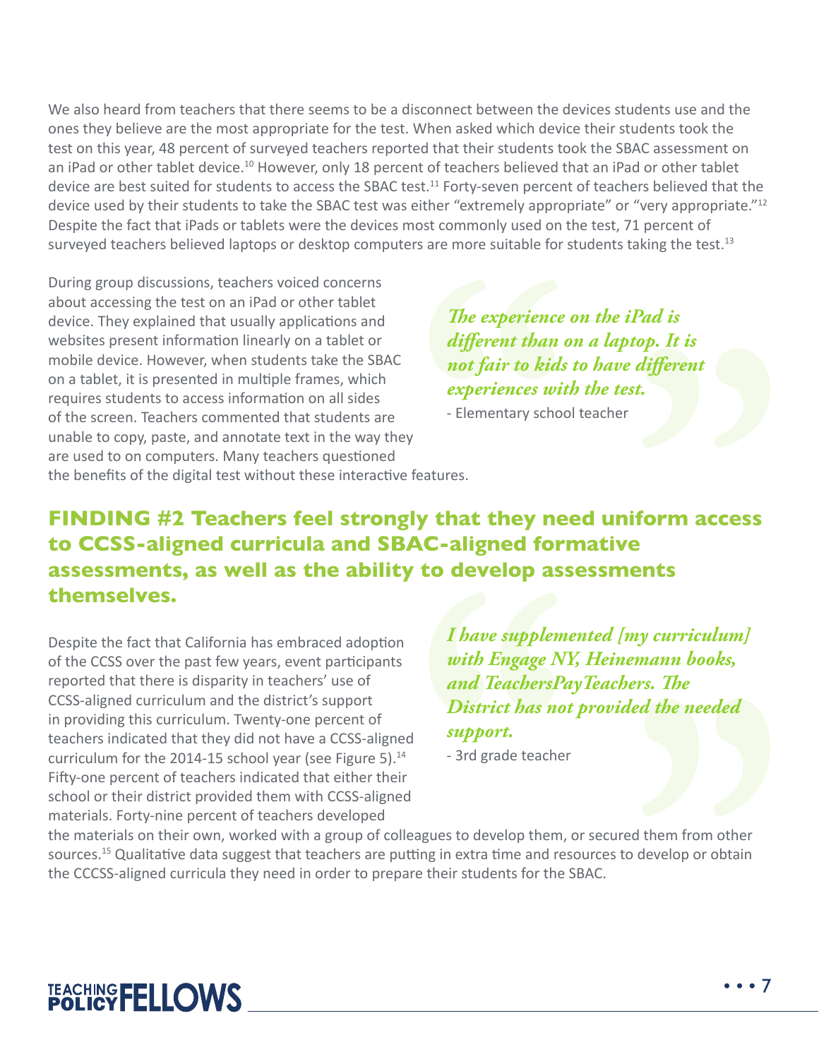We also heard from teachers that there seems to be a disconnect between the devices students use and the ones they believe are the most appropriate for the test. When asked which device their students took the test on this year, 48 percent of surveyed teachers reported that their students took the SBAC assessment on an iPad or other tablet device.[10] However, only 18 percent of teachers believed that an iPad or other tablet device are best suited for students to access the SBAC test.[11] Forty-seven percent of teachers believed that the device used by their students to take the SBAC test was either "extremely appropriate" or "very appropriate."[12] Despite the fact that iPads or tablets were the devices most commonly used on the test, 71 percent of surveyed teachers believed laptops or desktop computers are more suitable for students taking the test.[13]

During group discussions, teachers voiced concerns about accessing the test on an iPad or other tablet device. They explained that usually applications and websites present information linearly on a tablet or mobile device. However, when students take the SBAC on a tablet, it is presented in multiple frames, which requires students to access information on all sides of the screen. Teachers commented that students are unable to copy, paste, and annotate text in the way they are used to on computers. Many teachers questioned the benefits of the digital test without these interactive features.

> ***The experience on the iPad is different than on a laptop. It is not fair to kids to have different experiences with the test.***
>
> \- Elementary school teacher

## FINDING #2 Teachers feel strongly that they need uniform access to CCSS-aligned curricula and SBAC-aligned formative assessments, as well as the ability to develop assessments themselves.

Despite the fact that California has embraced adoption of the CCSS over the past few years, event participants reported that there is disparity in teachers' use of CCSS-aligned curriculum and the district's support in providing this curriculum. Twenty-one percent of teachers indicated that they did not have a CCSS-aligned curriculum for the 2014-15 school year (see Figure 5).[14] Fifty-one percent of teachers indicated that either their school or their district provided them with CCSS-aligned materials. Forty-nine percent of teachers developed the materials on their own, worked with a group of colleagues to develop them, or secured them from other sources.[15] Qualitative data suggest that teachers are putting in extra time and resources to develop or obtain the CCCSS-aligned curricula they need in order to prepare their students for the SBAC.

> ***I have supplemented [my curriculum] with Engage NY, Heinemann books, and TeachersPayTeachers. The District has not provided the needed support.***
>
> \- 3rd grade teacher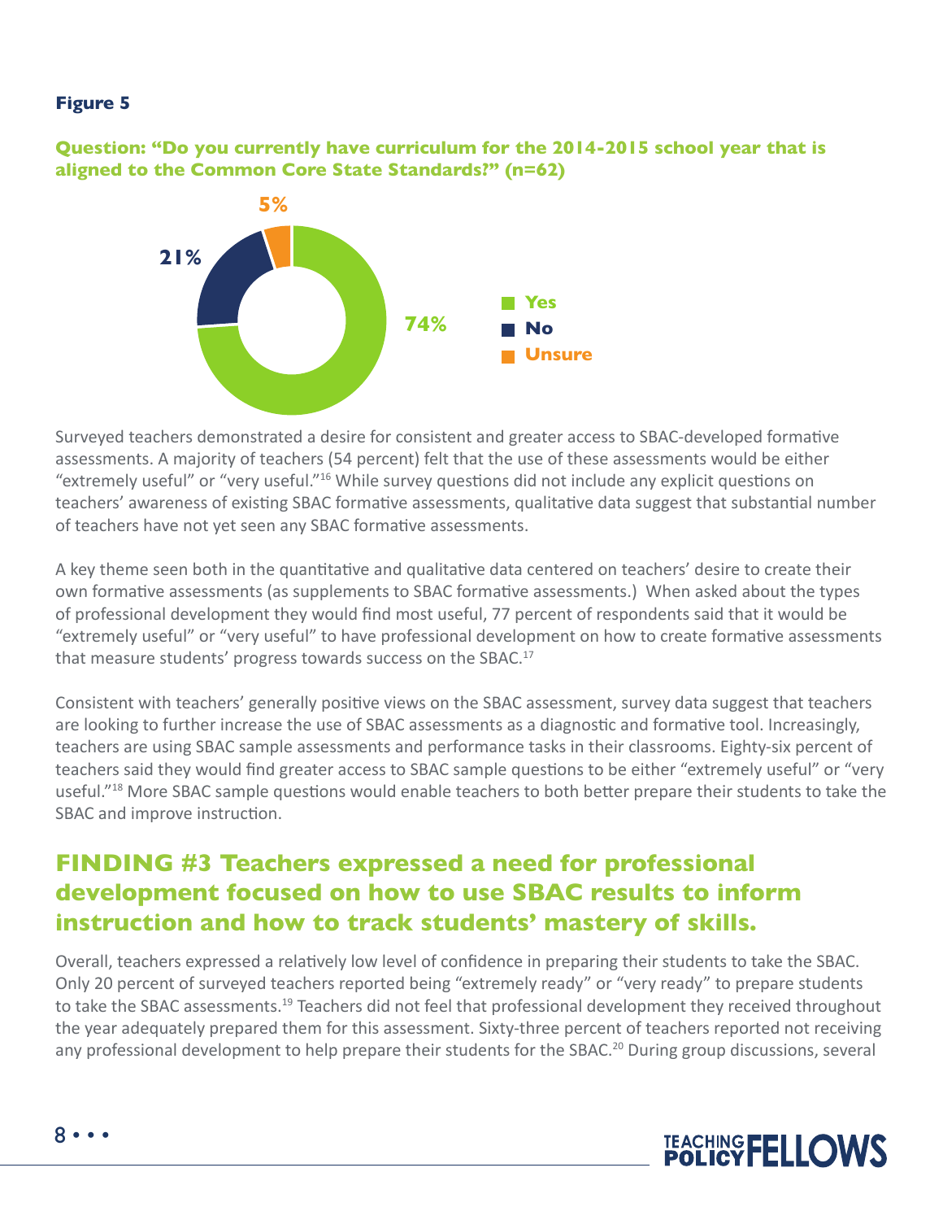**Figure 5**

**Question: "Do you currently have curriculum for the 2014-2015 school year that is aligned to the Common Core State Standards?" (n=62)**

| Response | Percent |
| --- | --- |
| Yes | 74% |
| No | 21% |
| Unsure | 5% |

Surveyed teachers demonstrated a desire for consistent and greater access to SBAC-developed formative assessments. A majority of teachers (54 percent) felt that the use of these assessments would be either "extremely useful" or "very useful."[16] While survey questions did not include any explicit questions on teachers' awareness of existing SBAC formative assessments, qualitative data suggest that substantial number of teachers have not yet seen any SBAC formative assessments.

A key theme seen both in the quantitative and qualitative data centered on teachers' desire to create their own formative assessments (as supplements to SBAC formative assessments.) When asked about the types of professional development they would find most useful, 77 percent of respondents said that it would be "extremely useful" or "very useful" to have professional development on how to create formative assessments that measure students' progress towards success on the SBAC.[17]

Consistent with teachers' generally positive views on the SBAC assessment, survey data suggest that teachers are looking to further increase the use of SBAC assessments as a diagnostic and formative tool. Increasingly, teachers are using SBAC sample assessments and performance tasks in their classrooms. Eighty-six percent of teachers said they would find greater access to SBAC sample questions to be either "extremely useful" or "very useful."[18] More SBAC sample questions would enable teachers to both better prepare their students to take the SBAC and improve instruction.

## FINDING #3 Teachers expressed a need for professional development focused on how to use SBAC results to inform instruction and how to track students' mastery of skills.

Overall, teachers expressed a relatively low level of confidence in preparing their students to take the SBAC. Only 20 percent of surveyed teachers reported being "extremely ready" or "very ready" to prepare students to take the SBAC assessments.[19] Teachers did not feel that professional development they received throughout the year adequately prepared them for this assessment. Sixty-three percent of teachers reported not receiving any professional development to help prepare their students for the SBAC.[20] During group discussions, several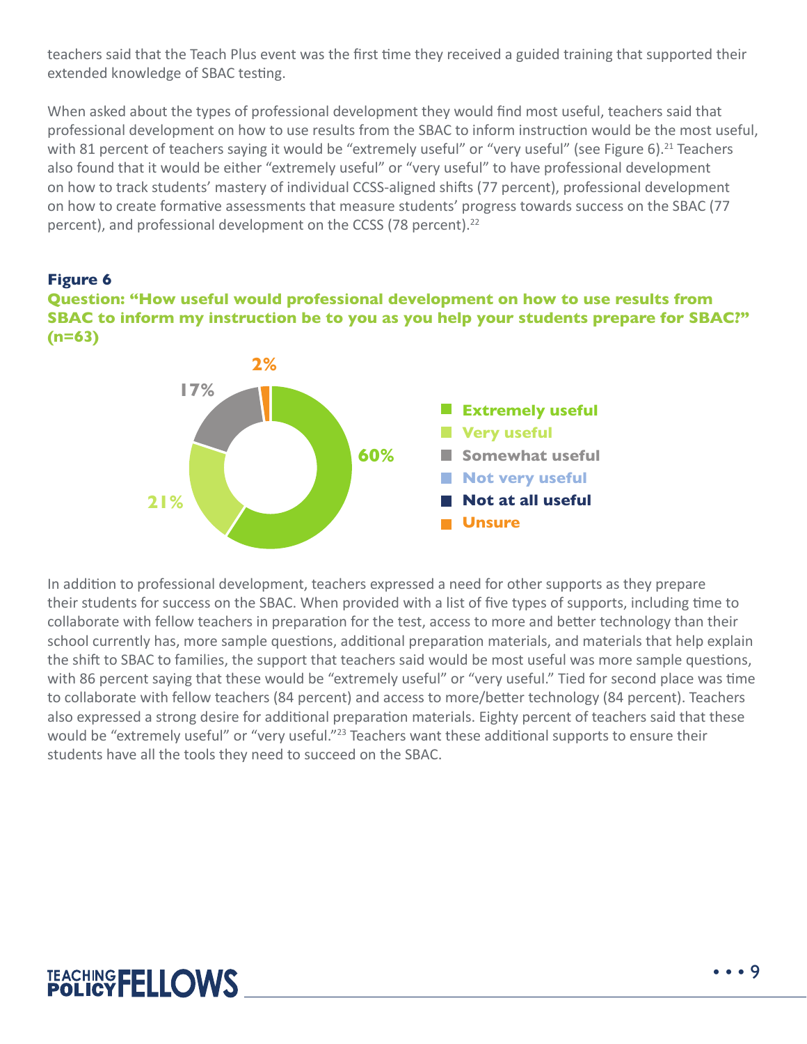teachers said that the Teach Plus event was the first time they received a guided training that supported their extended knowledge of SBAC testing.

When asked about the types of professional development they would find most useful, teachers said that professional development on how to use results from the SBAC to inform instruction would be the most useful, with 81 percent of teachers saying it would be "extremely useful" or "very useful" (see Figure 6).[21] Teachers also found that it would be either "extremely useful" or "very useful" to have professional development on how to track students' mastery of individual CCSS-aligned shifts (77 percent), professional development on how to create formative assessments that measure students' progress towards success on the SBAC (77 percent), and professional development on the CCSS (78 percent).[22]

**Figure 6**

**Question: "How useful would professional development on how to use results from SBAC to inform my instruction be to you as you help your students prepare for SBAC?" (n=63)**

- Extremely useful: 60%
- Very useful: 21%
- Somewhat useful: 17%
- Not very useful
- Not at all useful
- Unsure: 2%

In addition to professional development, teachers expressed a need for other supports as they prepare their students for success on the SBAC. When provided with a list of five types of supports, including time to collaborate with fellow teachers in preparation for the test, access to more and better technology than their school currently has, more sample questions, additional preparation materials, and materials that help explain the shift to SBAC to families, the support that teachers said would be most useful was more sample questions, with 86 percent saying that these would be "extremely useful" or "very useful." Tied for second place was time to collaborate with fellow teachers (84 percent) and access to more/better technology (84 percent). Teachers also expressed a strong desire for additional preparation materials. Eighty percent of teachers said that these would be "extremely useful" or "very useful."[23] Teachers want these additional supports to ensure their students have all the tools they need to succeed on the SBAC.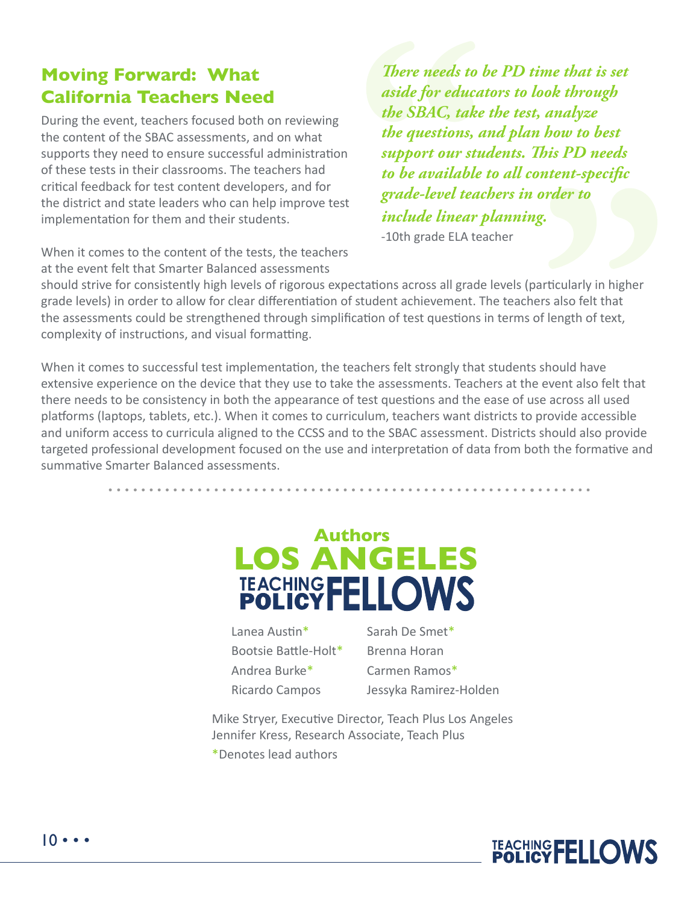## Moving Forward: What California Teachers Need

During the event, teachers focused both on reviewing the content of the SBAC assessments, and on what supports they need to ensure successful administration of these tests in their classrooms. The teachers had critical feedback for test content developers, and for the district and state leaders who can help improve test implementation for them and their students.

> *There needs to be PD time that is set aside for educators to look through the SBAC, take the test, analyze the questions, and plan how to best support our students. This PD needs to be available to all content-specific grade-level teachers in order to include linear planning.*
>
> -10th grade ELA teacher

When it comes to the content of the tests, the teachers at the event felt that Smarter Balanced assessments should strive for consistently high levels of rigorous expectations across all grade levels (particularly in higher grade levels) in order to allow for clear differentiation of student achievement. The teachers also felt that the assessments could be strengthened through simplification of test questions in terms of length of text, complexity of instructions, and visual formatting.

When it comes to successful test implementation, the teachers felt strongly that students should have extensive experience on the device that they use to take the assessments. Teachers at the event also felt that there needs to be consistency in both the appearance of test questions and the ease of use across all used platforms (laptops, tablets, etc.). When it comes to curriculum, teachers want districts to provide accessible and uniform access to curricula aligned to the CCSS and to the SBAC assessment. Districts should also provide targeted professional development focused on the use and interpretation of data from both the formative and summative Smarter Balanced assessments.

## Authors
## LOS ANGELES TEACHING POLICY FELLOWS

Lanea Austin*
Bootsie Battle-Holt*
Andrea Burke*
Ricardo Campos
Sarah De Smet*
Brenna Horan
Carmen Ramos*
Jessyka Ramirez-Holden

Mike Stryer, Executive Director, Teach Plus Los Angeles
Jennifer Kress, Research Associate, Teach Plus
*Denotes lead authors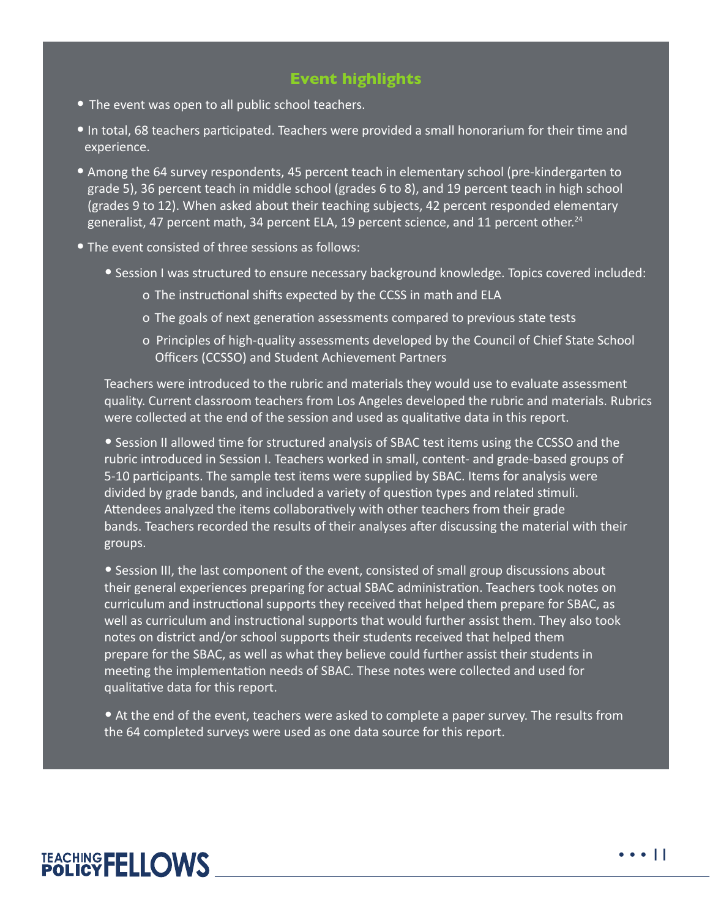## Event highlights

- The event was open to all public school teachers.
- In total, 68 teachers participated. Teachers were provided a small honorarium for their time and experience.
- Among the 64 survey respondents, 45 percent teach in elementary school (pre-kindergarten to grade 5), 36 percent teach in middle school (grades 6 to 8), and 19 percent teach in high school (grades 9 to 12). When asked about their teaching subjects, 42 percent responded elementary generalist, 47 percent math, 34 percent ELA, 19 percent science, and 11 percent other.[24]
- The event consisted of three sessions as follows:
    - Session I was structured to ensure necessary background knowledge. Topics covered included:
        - The instructional shifts expected by the CCSS in math and ELA
        - The goals of next generation assessments compared to previous state tests
        - Principles of high-quality assessments developed by the Council of Chief State School Officers (CCSSO) and Student Achievement Partners

    Teachers were introduced to the rubric and materials they would use to evaluate assessment quality. Current classroom teachers from Los Angeles developed the rubric and materials. Rubrics were collected at the end of the session and used as qualitative data in this report.

    - Session II allowed time for structured analysis of SBAC test items using the CCSSO and the rubric introduced in Session I. Teachers worked in small, content- and grade-based groups of 5-10 participants. The sample test items were supplied by SBAC. Items for analysis were divided by grade bands, and included a variety of question types and related stimuli. Attendees analyzed the items collaboratively with other teachers from their grade bands. Teachers recorded the results of their analyses after discussing the material with their groups.

    - Session III, the last component of the event, consisted of small group discussions about their general experiences preparing for actual SBAC administration. Teachers took notes on curriculum and instructional supports they received that helped them prepare for SBAC, as well as curriculum and instructional supports that would further assist them. They also took notes on district and/or school supports their students received that helped them prepare for the SBAC, as well as what they believe could further assist their students in meeting the implementation needs of SBAC. These notes were collected and used for qualitative data for this report.

    - At the end of the event, teachers were asked to complete a paper survey. The results from the 64 completed surveys were used as one data source for this report.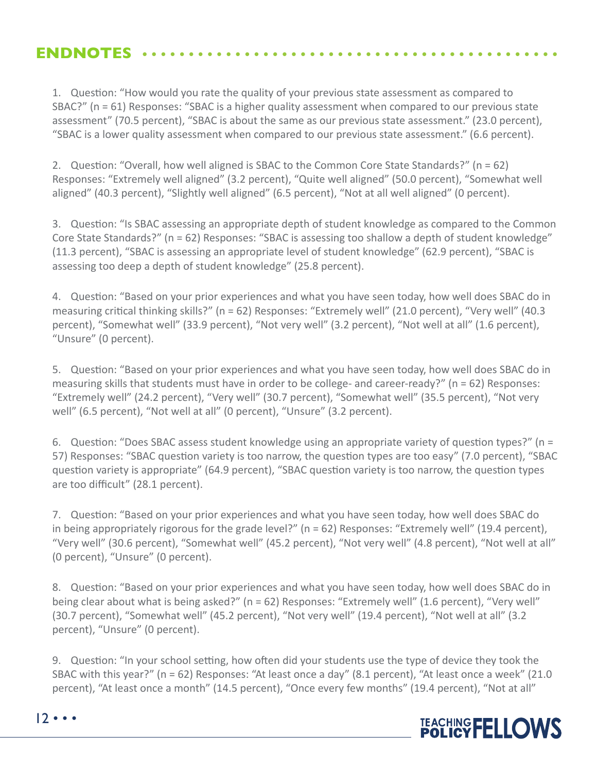## ENDNOTES

1. Question: "How would you rate the quality of your previous state assessment as compared to SBAC?" (n = 61) Responses: "SBAC is a higher quality assessment when compared to our previous state assessment" (70.5 percent), "SBAC is about the same as our previous state assessment." (23.0 percent), "SBAC is a lower quality assessment when compared to our previous state assessment." (6.6 percent).

2. Question: "Overall, how well aligned is SBAC to the Common Core State Standards?" (n = 62) Responses: "Extremely well aligned" (3.2 percent), "Quite well aligned" (50.0 percent), "Somewhat well aligned" (40.3 percent), "Slightly well aligned" (6.5 percent), "Not at all well aligned" (0 percent).

3. Question: "Is SBAC assessing an appropriate depth of student knowledge as compared to the Common Core State Standards?" (n = 62) Responses: "SBAC is assessing too shallow a depth of student knowledge" (11.3 percent), "SBAC is assessing an appropriate level of student knowledge" (62.9 percent), "SBAC is assessing too deep a depth of student knowledge" (25.8 percent).

4. Question: "Based on your prior experiences and what you have seen today, how well does SBAC do in measuring critical thinking skills?" (n = 62) Responses: "Extremely well" (21.0 percent), "Very well" (40.3 percent), "Somewhat well" (33.9 percent), "Not very well" (3.2 percent), "Not well at all" (1.6 percent), "Unsure" (0 percent).

5. Question: "Based on your prior experiences and what you have seen today, how well does SBAC do in measuring skills that students must have in order to be college- and career-ready?" (n = 62) Responses: "Extremely well" (24.2 percent), "Very well" (30.7 percent), "Somewhat well" (35.5 percent), "Not very well" (6.5 percent), "Not well at all" (0 percent), "Unsure" (3.2 percent).

6. Question: "Does SBAC assess student knowledge using an appropriate variety of question types?" (n = 57) Responses: "SBAC question variety is too narrow, the question types are too easy" (7.0 percent), "SBAC question variety is appropriate" (64.9 percent), "SBAC question variety is too narrow, the question types are too difficult" (28.1 percent).

7. Question: "Based on your prior experiences and what you have seen today, how well does SBAC do in being appropriately rigorous for the grade level?" (n = 62) Responses: "Extremely well" (19.4 percent), "Very well" (30.6 percent), "Somewhat well" (45.2 percent), "Not very well" (4.8 percent), "Not well at all" (0 percent), "Unsure" (0 percent).

8. Question: "Based on your prior experiences and what you have seen today, how well does SBAC do in being clear about what is being asked?" (n = 62) Responses: "Extremely well" (1.6 percent), "Very well" (30.7 percent), "Somewhat well" (45.2 percent), "Not very well" (19.4 percent), "Not well at all" (3.2 percent), "Unsure" (0 percent).

9. Question: "In your school setting, how often did your students use the type of device they took the SBAC with this year?" (n = 62) Responses: "At least once a day" (8.1 percent), "At least once a week" (21.0 percent), "At least once a month" (14.5 percent), "Once every few months" (19.4 percent), "Not at all"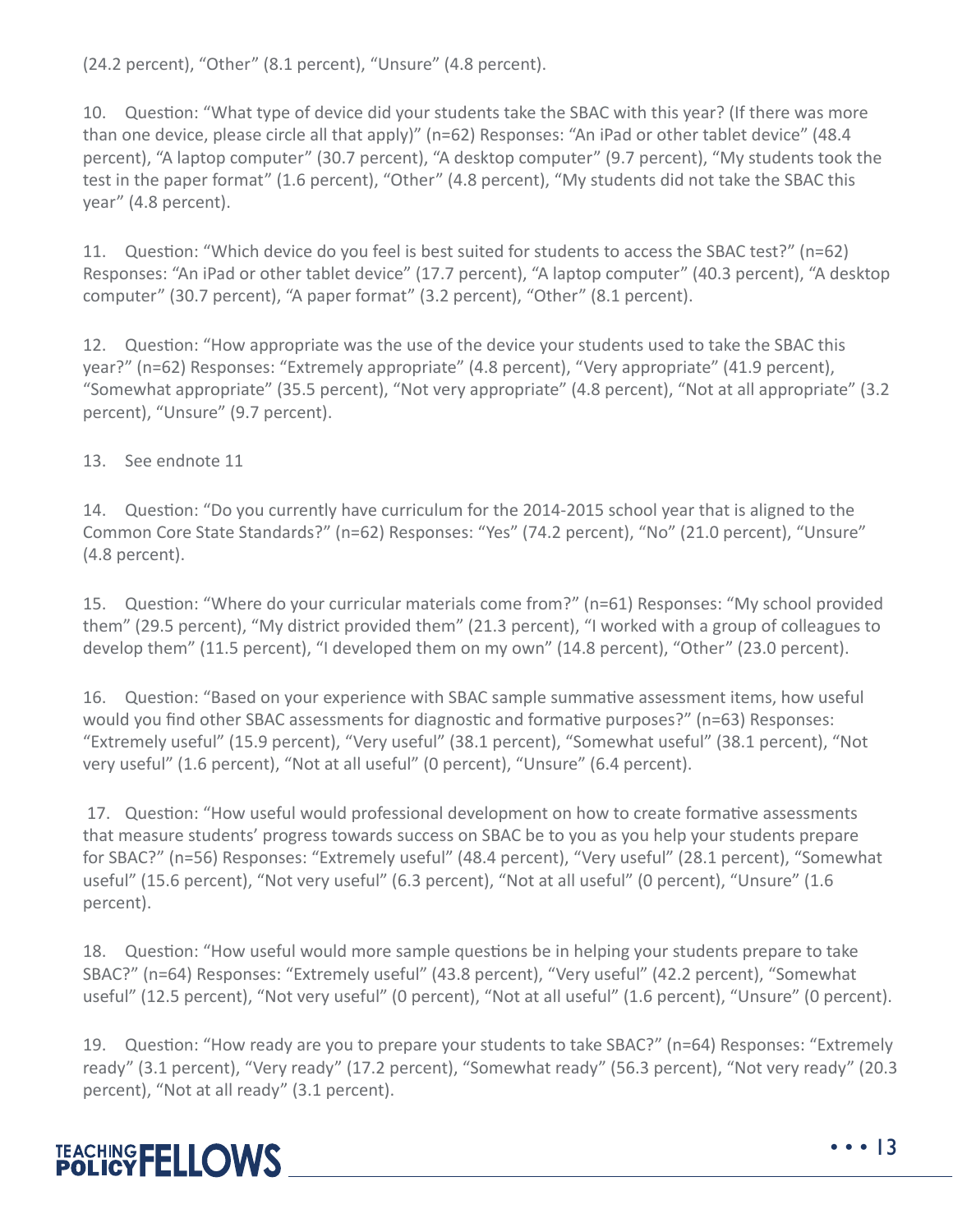(24.2 percent), “Other” (8.1 percent), “Unsure” (4.8 percent).

10. Question: “What type of device did your students take the SBAC with this year? (If there was more than one device, please circle all that apply)” (n=62) Responses: “An iPad or other tablet device” (48.4 percent), “A laptop computer” (30.7 percent), “A desktop computer” (9.7 percent), “My students took the test in the paper format” (1.6 percent), “Other” (4.8 percent), “My students did not take the SBAC this year” (4.8 percent).

11. Question: “Which device do you feel is best suited for students to access the SBAC test?” (n=62) Responses: “An iPad or other tablet device” (17.7 percent), “A laptop computer” (40.3 percent), “A desktop computer” (30.7 percent), “A paper format” (3.2 percent), “Other” (8.1 percent).

12. Question: “How appropriate was the use of the device your students used to take the SBAC this year?” (n=62) Responses: “Extremely appropriate” (4.8 percent), “Very appropriate” (41.9 percent), “Somewhat appropriate” (35.5 percent), “Not very appropriate” (4.8 percent), “Not at all appropriate” (3.2 percent), “Unsure” (9.7 percent).

13. See endnote 11

14. Question: “Do you currently have curriculum for the 2014-2015 school year that is aligned to the Common Core State Standards?” (n=62) Responses: “Yes” (74.2 percent), “No” (21.0 percent), “Unsure” (4.8 percent).

15. Question: “Where do your curricular materials come from?” (n=61) Responses: “My school provided them” (29.5 percent), “My district provided them” (21.3 percent), “I worked with a group of colleagues to develop them” (11.5 percent), “I developed them on my own” (14.8 percent), “Other” (23.0 percent).

16. Question: “Based on your experience with SBAC sample summative assessment items, how useful would you find other SBAC assessments for diagnostic and formative purposes?” (n=63) Responses: “Extremely useful” (15.9 percent), “Very useful” (38.1 percent), “Somewhat useful” (38.1 percent), “Not very useful” (1.6 percent), “Not at all useful” (0 percent), “Unsure” (6.4 percent).

17. Question: “How useful would professional development on how to create formative assessments that measure students’ progress towards success on SBAC be to you as you help your students prepare for SBAC?” (n=56) Responses: “Extremely useful” (48.4 percent), “Very useful” (28.1 percent), “Somewhat useful” (15.6 percent), “Not very useful” (6.3 percent), “Not at all useful” (0 percent), “Unsure” (1.6 percent).

18. Question: “How useful would more sample questions be in helping your students prepare to take SBAC?” (n=64) Responses: “Extremely useful” (43.8 percent), “Very useful” (42.2 percent), “Somewhat useful” (12.5 percent), “Not very useful” (0 percent), “Not at all useful” (1.6 percent), “Unsure” (0 percent).

19. Question: “How ready are you to prepare your students to take SBAC?” (n=64) Responses: “Extremely ready” (3.1 percent), “Very ready” (17.2 percent), “Somewhat ready” (56.3 percent), “Not very ready” (20.3 percent), “Not at all ready” (3.1 percent).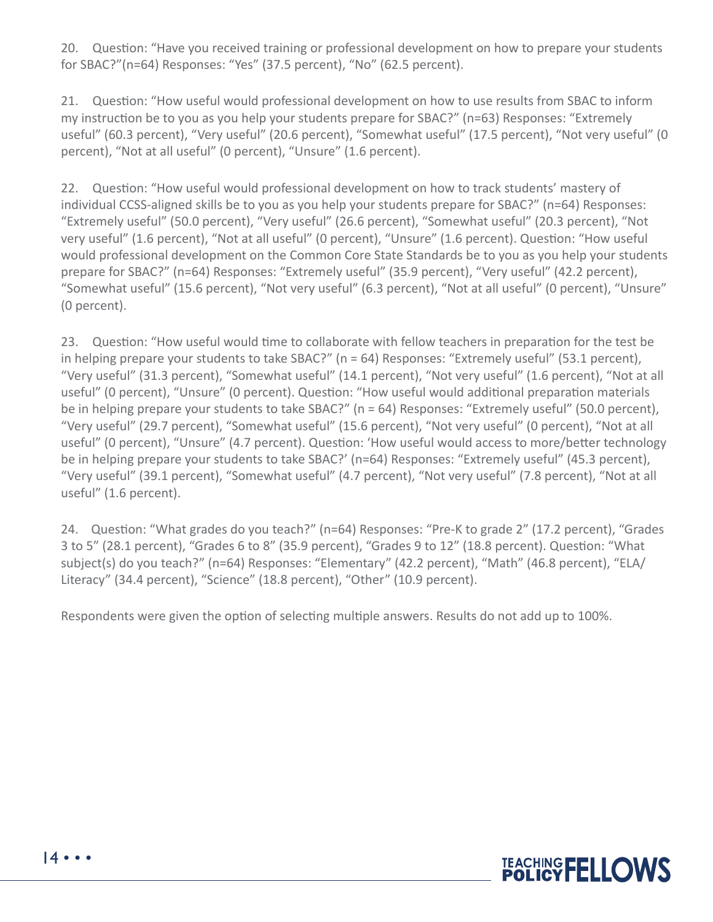20. Question: "Have you received training or professional development on how to prepare your students for SBAC?"(n=64) Responses: "Yes" (37.5 percent), "No" (62.5 percent).

21. Question: "How useful would professional development on how to use results from SBAC to inform my instruction be to you as you help your students prepare for SBAC?" (n=63) Responses: "Extremely useful" (60.3 percent), "Very useful" (20.6 percent), "Somewhat useful" (17.5 percent), "Not very useful" (0 percent), "Not at all useful" (0 percent), "Unsure" (1.6 percent).

22. Question: "How useful would professional development on how to track students' mastery of individual CCSS-aligned skills be to you as you help your students prepare for SBAC?" (n=64) Responses: "Extremely useful" (50.0 percent), "Very useful" (26.6 percent), "Somewhat useful" (20.3 percent), "Not very useful" (1.6 percent), "Not at all useful" (0 percent), "Unsure" (1.6 percent). Question: "How useful would professional development on the Common Core State Standards be to you as you help your students prepare for SBAC?" (n=64) Responses: "Extremely useful" (35.9 percent), "Very useful" (42.2 percent), "Somewhat useful" (15.6 percent), "Not very useful" (6.3 percent), "Not at all useful" (0 percent), "Unsure" (0 percent).

23. Question: "How useful would time to collaborate with fellow teachers in preparation for the test be in helping prepare your students to take SBAC?" (n = 64) Responses: "Extremely useful" (53.1 percent), "Very useful" (31.3 percent), "Somewhat useful" (14.1 percent), "Not very useful" (1.6 percent), "Not at all useful" (0 percent), "Unsure" (0 percent). Question: "How useful would additional preparation materials be in helping prepare your students to take SBAC?" (n = 64) Responses: "Extremely useful" (50.0 percent), "Very useful" (29.7 percent), "Somewhat useful" (15.6 percent), "Not very useful" (0 percent), "Not at all useful" (0 percent), "Unsure" (4.7 percent). Question: 'How useful would access to more/better technology be in helping prepare your students to take SBAC?' (n=64) Responses: "Extremely useful" (45.3 percent), "Very useful" (39.1 percent), "Somewhat useful" (4.7 percent), "Not very useful" (7.8 percent), "Not at all useful" (1.6 percent).

24. Question: "What grades do you teach?" (n=64) Responses: "Pre-K to grade 2" (17.2 percent), "Grades 3 to 5" (28.1 percent), "Grades 6 to 8" (35.9 percent), "Grades 9 to 12" (18.8 percent). Question: "What subject(s) do you teach?" (n=64) Responses: "Elementary" (42.2 percent), "Math" (46.8 percent), "ELA/ Literacy" (34.4 percent), "Science" (18.8 percent), "Other" (10.9 percent).

Respondents were given the option of selecting multiple answers. Results do not add up to 100%.